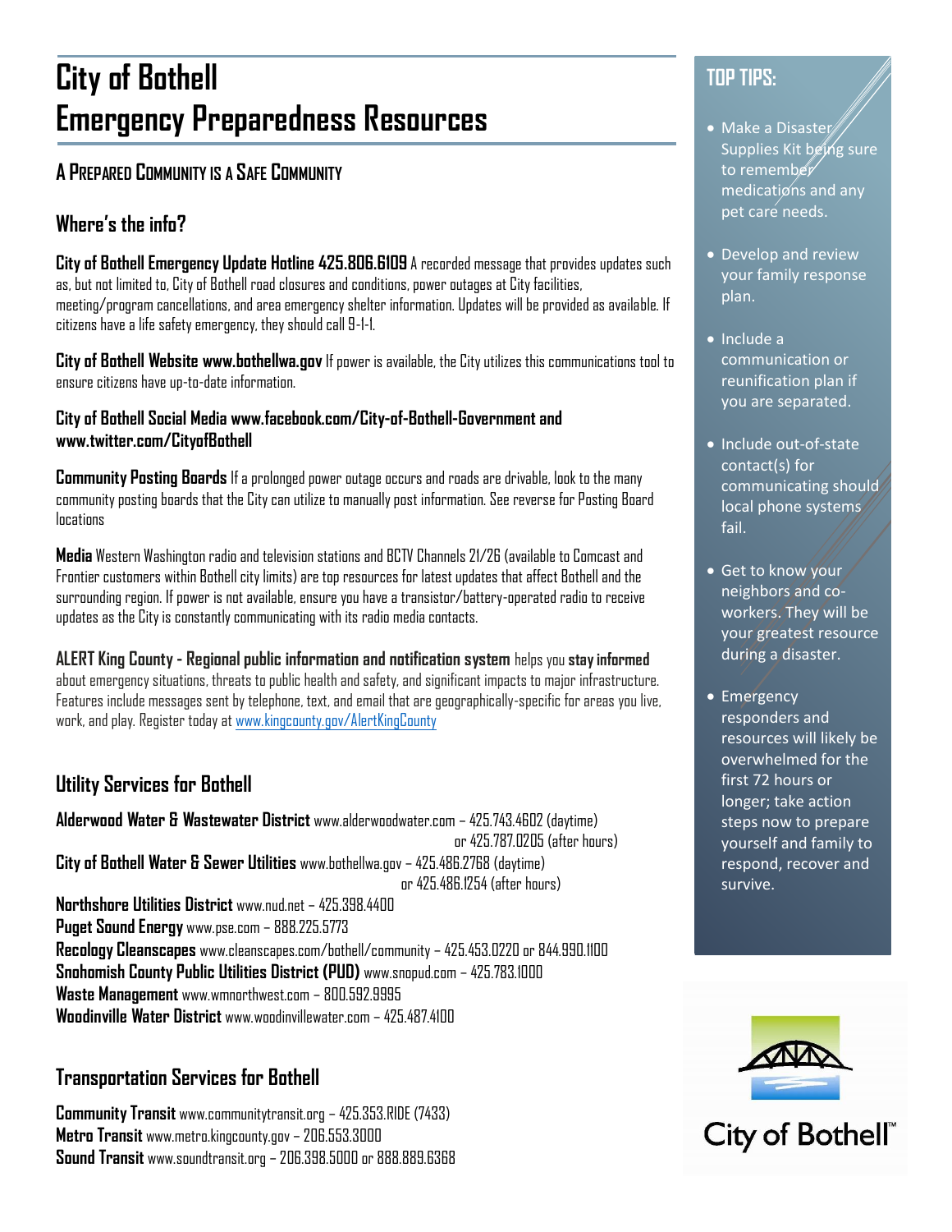# City of Bothell Emergency Preparedness Resources

## A Prepared Community is a Safe Community

### Where's the info?

**City of Bothell Emergency Update Hotline 425.806.6109** A recorded message that provides updates such as, but not limited to, City of Bothell road closures and conditions, power outages at City facilities, meeting/program cancellations, and area emergency shelter information. Updates will be provided as available. If citizens have a life safety emergency, they should call 9-1-1.

**City of Bothell Website www.bothellwa.gov** If power is available, the City utilizes this communications tool to ensure citizens have up-to-date information.

**City of Bothell Social Media www.facebook.com/City-of-Bothell-Government and www.twitter.com/CityofBothell**

**Community Posting Boards** If a prolonged power outage occurs and roads are drivable, look to the many community posting boards that the City can utilize to manually post information. See reverse for Posting Board locations

**Media** Western Washington radio and television stations and BCTV Channels 21/26 (available to Comcast and Frontier customers within Bothell city limits) are top resources for latest updates that affect Bothell and the surrounding region. If power is not available, ensure you have a transistor/battery-operated radio to receive updates as the City is constantly communicating with its radio media contacts.

**ALERT King County - Regional public information and notification system** helps you **stay informed** about emergency situations, threats to public health and safety, and significant impacts to major infrastructure. Features include messages sent by telephone, text, and email that are geographically-specific for areas you live, work, and play. Register today at www.kingcounty.gov/AlertKingCounty

### Utility Services for Bothell

**Alderwood Water & Wastewater District** www.alderwoodwater.com – 425.743.4602 (daytime) or 425.787.0205 (after hours)
**City of Bothell Water & Sewer Utilities** www.bothellwa.gov – 425.486.2768 (daytime) or 425.486.1254 (after hours)
**Northshore Utilities District** www.nud.net – 425.398.4400
**Puget Sound Energy** www.pse.com – 888.225.5773
**Recology Cleanscapes** www.cleanscapes.com/bothell/community – 425.453.0220 or 844.990.1100
**Snohomish County Public Utilities District (PUD)** www.snopud.com – 425.783.1000
**Waste Management** www.wmnorthwest.com – 800.592.9995
**Woodinville Water District** www.woodinvillewater.com – 425.487.4100

### Transportation Services for Bothell

**Community Transit** www.communitytransit.org – 425.353.RIDE (7433)
**Metro Transit** www.metro.kingcounty.gov – 206.553.3000
**Sound Transit** www.soundtransit.org – 206.398.5000 or 888.889.6368

## TOP TIPS:

- Make a Disaster Supplies Kit being sure to remember medications and any pet care needs.
- Develop and review your family response plan.
- Include a communication or reunification plan if you are separated.
- Include out-of-state contact(s) for communicating should local phone systems fail.
- Get to know your neighbors and co-workers. They will be your greatest resource during a disaster.
- Emergency responders and resources will likely be overwhelmed for the first 72 hours or longer; take action steps now to prepare yourself and family to respond, recover and survive.

City of Bothell™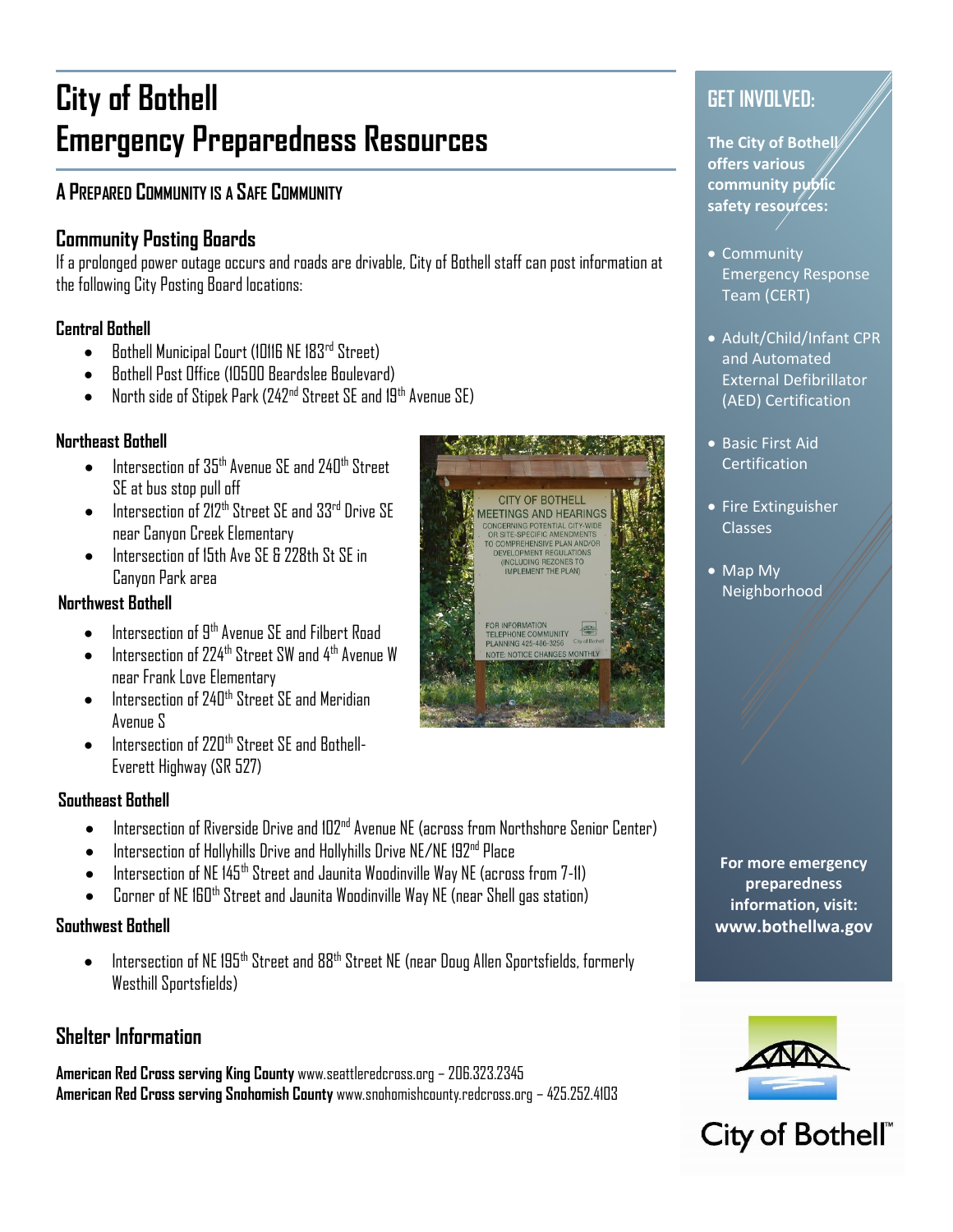# City of Bothell Emergency Preparedness Resources

## A Prepared Community is a Safe Community

### Community Posting Boards

If a prolonged power outage occurs and roads are drivable, City of Bothell staff can post information at the following City Posting Board locations:

#### Central Bothell

- Bothell Municipal Court (10116 NE 183rd Street)
- Bothell Post Office (10500 Beardslee Boulevard)
- North side of Stipek Park (242nd Street SE and 19th Avenue SE)

#### Northeast Bothell

- Intersection of 35th Avenue SE and 240th Street SE at bus stop pull off
- Intersection of 212th Street SE and 33rd Drive SE near Canyon Creek Elementary
- Intersection of 15th Ave SE & 228th St SE in Canyon Park area

#### Northwest Bothell

- Intersection of 9th Avenue SE and Filbert Road
- Intersection of 224th Street SW and 4th Avenue W near Frank Love Elementary
- Intersection of 240th Street SE and Meridian Avenue S
- Intersection of 220th Street SE and Bothell-Everett Highway (SR 527)

#### Southeast Bothell

- Intersection of Riverside Drive and 102nd Avenue NE (across from Northshore Senior Center)
- Intersection of Hollyhills Drive and Hollyhills Drive NE/NE 192nd Place
- Intersection of NE 145th Street and Jaunita Woodinville Way NE (across from 7-11)
- Corner of NE 160th Street and Jaunita Woodinville Way NE (near Shell gas station)

#### Southwest Bothell

- Intersection of NE 195th Street and 88th Street NE (near Doug Allen Sportsfields, formerly Westhill Sportsfields)

### Shelter Information

**American Red Cross serving King County** www.seattleredcross.org – 206.323.2345
**American Red Cross serving Snohomish County** www.snohomishcounty.redcross.org – 425.252.4103

## GET INVOLVED:

**The City of Bothell offers various community public safety resources:**

- Community Emergency Response Team (CERT)
- Adult/Child/Infant CPR and Automated External Defibrillator (AED) Certification
- Basic First Aid Certification
- Fire Extinguisher Classes
- Map My Neighborhood

**For more emergency preparedness information, visit: www.bothellwa.gov**

City of Bothell™